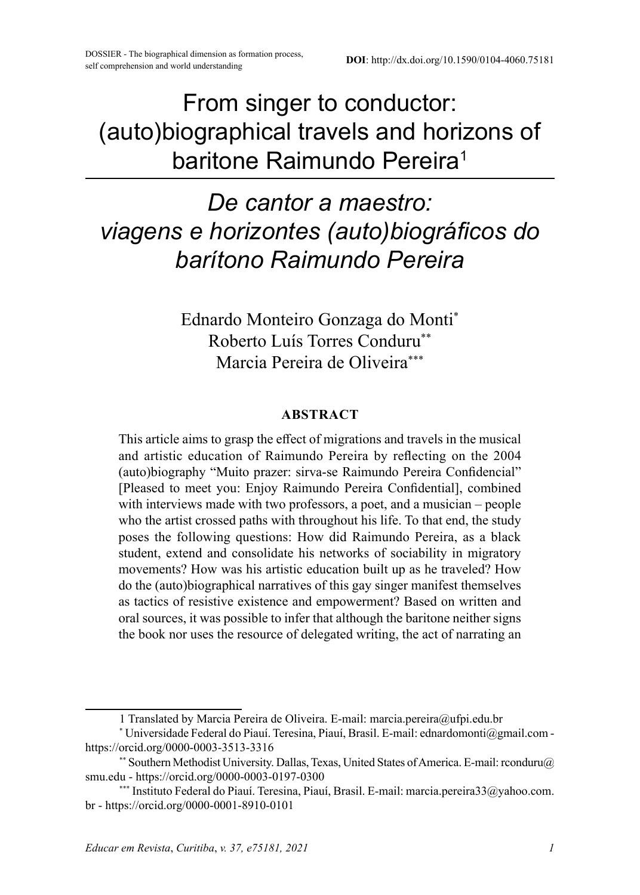DOSSIER - The biographical dimension as formation process, self comprehension and world understanding

**DOI**: http://dx.doi.org/10.1590/0104-4060.75181

# From singer to conductor: (auto)biographical travels and horizons of baritone Raimundo Pereira[1]

# *De cantor a maestro: viagens e horizontes (auto)biográficos do barítono Raimundo Pereira*

Ednardo Monteiro Gonzaga do Monti[*]
Roberto Luís Torres Conduru[**]
Marcia Pereira de Oliveira[***]

## ABSTRACT

This article aims to grasp the effect of migrations and travels in the musical and artistic education of Raimundo Pereira by reflecting on the 2004 (auto)biography "Muito prazer: sirva-se Raimundo Pereira Confidencial" [Pleased to meet you: Enjoy Raimundo Pereira Confidential], combined with interviews made with two professors, a poet, and a musician – people who the artist crossed paths with throughout his life. To that end, the study poses the following questions: How did Raimundo Pereira, as a black student, extend and consolidate his networks of sociability in migratory movements? How was his artistic education built up as he traveled? How do the (auto)biographical narratives of this gay singer manifest themselves as tactics of resistive existence and empowerment? Based on written and oral sources, it was possible to infer that although the baritone neither signs the book nor uses the resource of delegated writing, the act of narrating an

---

1 Translated by Marcia Pereira de Oliveira. E-mail: marcia.pereira@ufpi.edu.br

[*] Universidade Federal do Piauí. Teresina, Piauí, Brasil. E-mail: ednardomonti@gmail.com - https://orcid.org/0000-0003-3513-3316

[**] Southern Methodist University. Dallas, Texas, United States of America. E-mail: rconduru@smu.edu - https://orcid.org/0000-0003-0197-0300

[***] Instituto Federal do Piauí. Teresina, Piauí, Brasil. E-mail: marcia.pereira33@yahoo.com.br - https://orcid.org/0000-0001-8910-0101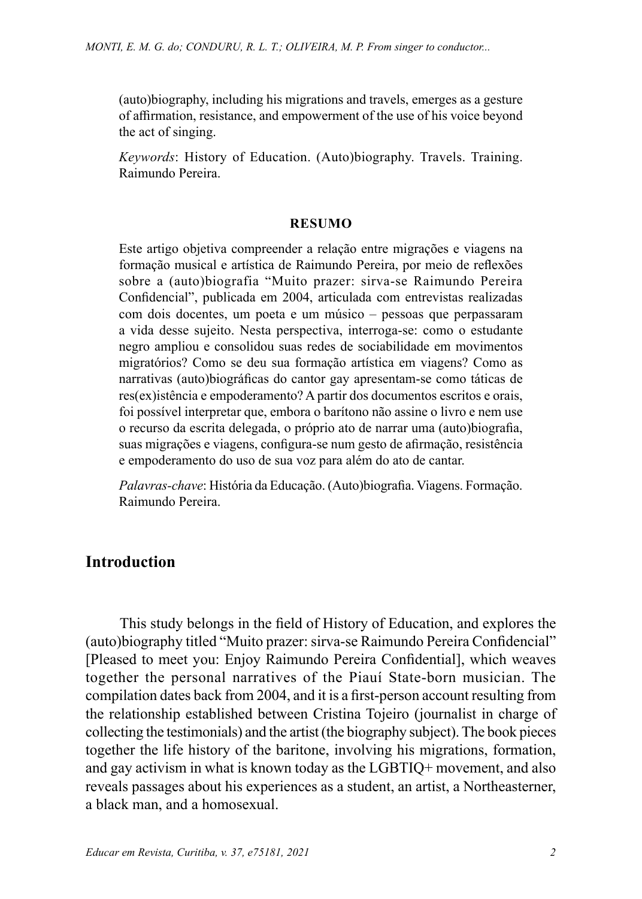(auto)biography, including his migrations and travels, emerges as a gesture of affirmation, resistance, and empowerment of the use of his voice beyond the act of singing.

*Keywords*: History of Education. (Auto)biography. Travels. Training. Raimundo Pereira.

**RESUMO**

Este artigo objetiva compreender a relação entre migrações e viagens na formação musical e artística de Raimundo Pereira, por meio de reflexões sobre a (auto)biografia "Muito prazer: sirva-se Raimundo Pereira Confidencial", publicada em 2004, articulada com entrevistas realizadas com dois docentes, um poeta e um músico – pessoas que perpassaram a vida desse sujeito. Nesta perspectiva, interroga-se: como o estudante negro ampliou e consolidou suas redes de sociabilidade em movimentos migratórios? Como se deu sua formação artística em viagens? Como as narrativas (auto)biográficas do cantor gay apresentam-se como táticas de res(ex)istência e empoderamento? A partir dos documentos escritos e orais, foi possível interpretar que, embora o barítono não assine o livro e nem use o recurso da escrita delegada, o próprio ato de narrar uma (auto)biografia, suas migrações e viagens, configura-se num gesto de afirmação, resistência e empoderamento do uso de sua voz para além do ato de cantar.

*Palavras-chave*: História da Educação. (Auto)biografia. Viagens. Formação. Raimundo Pereira.

## Introduction

This study belongs in the field of History of Education, and explores the (auto)biography titled "Muito prazer: sirva-se Raimundo Pereira Confidencial" [Pleased to meet you: Enjoy Raimundo Pereira Confidential], which weaves together the personal narratives of the Piauí State-born musician. The compilation dates back from 2004, and it is a first-person account resulting from the relationship established between Cristina Tojeiro (journalist in charge of collecting the testimonials) and the artist (the biography subject). The book pieces together the life history of the baritone, involving his migrations, formation, and gay activism in what is known today as the LGBTIQ+ movement, and also reveals passages about his experiences as a student, an artist, a Northeasterner, a black man, and a homosexual.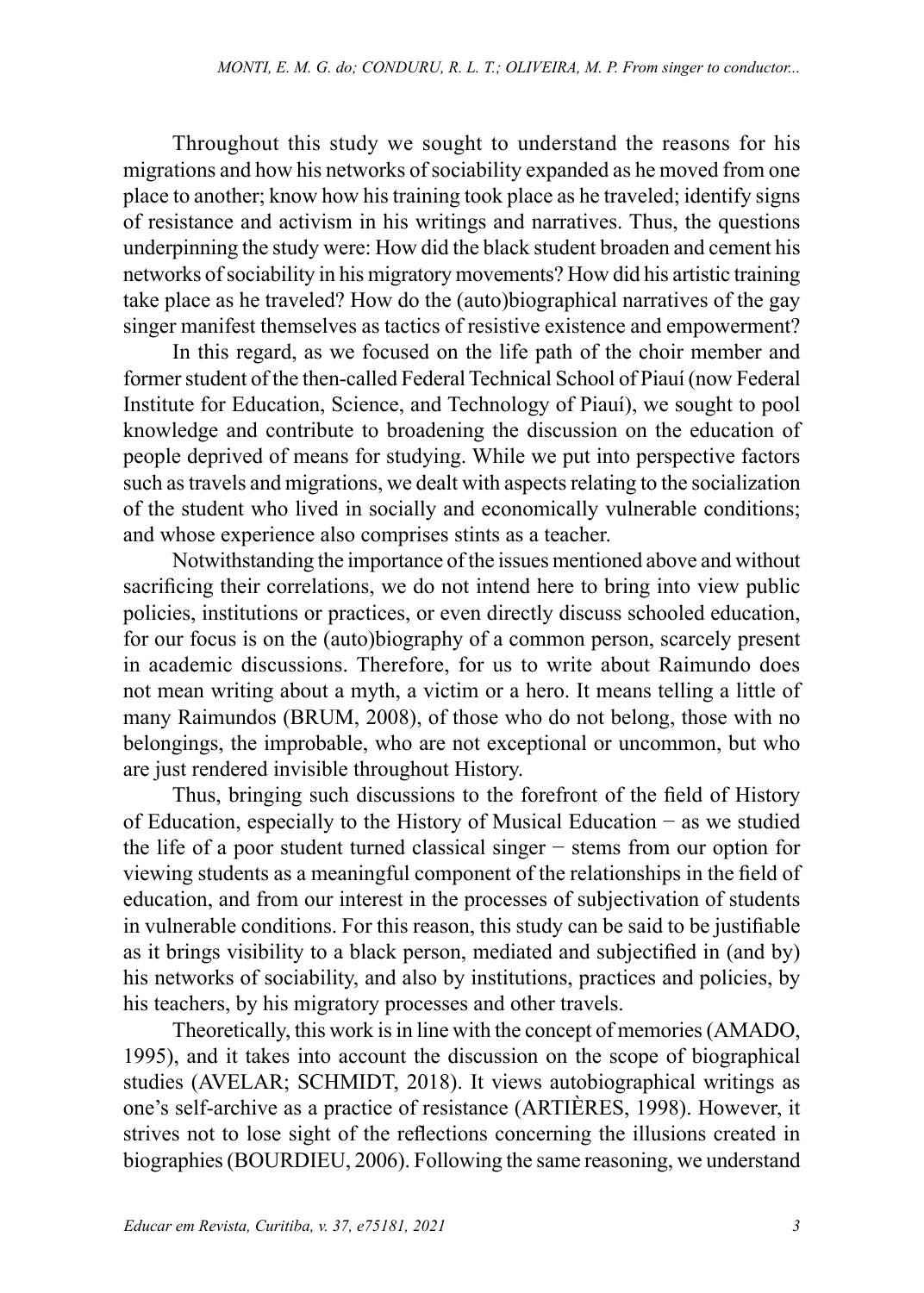Throughout this study we sought to understand the reasons for his migrations and how his networks of sociability expanded as he moved from one place to another; know how his training took place as he traveled; identify signs of resistance and activism in his writings and narratives. Thus, the questions underpinning the study were: How did the black student broaden and cement his networks of sociability in his migratory movements? How did his artistic training take place as he traveled? How do the (auto)biographical narratives of the gay singer manifest themselves as tactics of resistive existence and empowerment?

In this regard, as we focused on the life path of the choir member and former student of the then-called Federal Technical School of Piauí (now Federal Institute for Education, Science, and Technology of Piauí), we sought to pool knowledge and contribute to broadening the discussion on the education of people deprived of means for studying. While we put into perspective factors such as travels and migrations, we dealt with aspects relating to the socialization of the student who lived in socially and economically vulnerable conditions; and whose experience also comprises stints as a teacher.

Notwithstanding the importance of the issues mentioned above and without sacrificing their correlations, we do not intend here to bring into view public policies, institutions or practices, or even directly discuss schooled education, for our focus is on the (auto)biography of a common person, scarcely present in academic discussions. Therefore, for us to write about Raimundo does not mean writing about a myth, a victim or a hero. It means telling a little of many Raimundos (BRUM, 2008), of those who do not belong, those with no belongings, the improbable, who are not exceptional or uncommon, but who are just rendered invisible throughout History.

Thus, bringing such discussions to the forefront of the field of History of Education, especially to the History of Musical Education − as we studied the life of a poor student turned classical singer − stems from our option for viewing students as a meaningful component of the relationships in the field of education, and from our interest in the processes of subjectivation of students in vulnerable conditions. For this reason, this study can be said to be justifiable as it brings visibility to a black person, mediated and subjectified in (and by) his networks of sociability, and also by institutions, practices and policies, by his teachers, by his migratory processes and other travels.

Theoretically, this work is in line with the concept of memories (AMADO, 1995), and it takes into account the discussion on the scope of biographical studies (AVELAR; SCHMIDT, 2018). It views autobiographical writings as one's self-archive as a practice of resistance (ARTIÈRES, 1998). However, it strives not to lose sight of the reflections concerning the illusions created in biographies (BOURDIEU, 2006). Following the same reasoning, we understand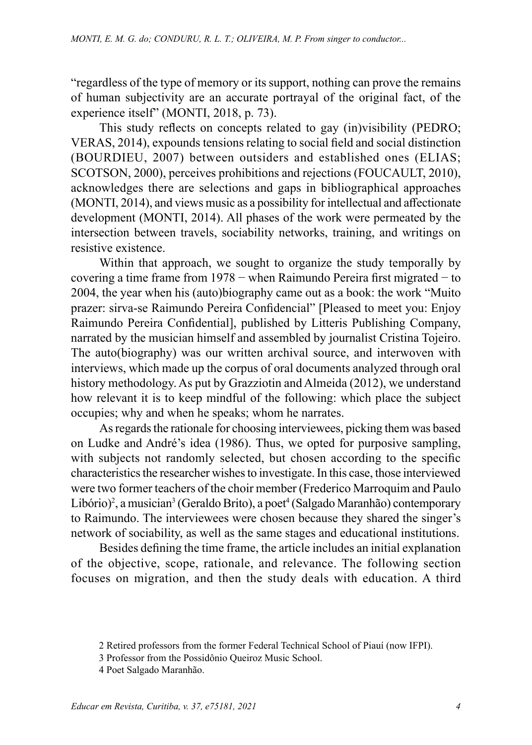"regardless of the type of memory or its support, nothing can prove the remains of human subjectivity are an accurate portrayal of the original fact, of the experience itself" (MONTI, 2018, p. 73).

This study reflects on concepts related to gay (in)visibility (PEDRO; VERAS, 2014), expounds tensions relating to social field and social distinction (BOURDIEU, 2007) between outsiders and established ones (ELIAS; SCOTSON, 2000), perceives prohibitions and rejections (FOUCAULT, 2010), acknowledges there are selections and gaps in bibliographical approaches (MONTI, 2014), and views music as a possibility for intellectual and affectionate development (MONTI, 2014). All phases of the work were permeated by the intersection between travels, sociability networks, training, and writings on resistive existence.

Within that approach, we sought to organize the study temporally by covering a time frame from 1978 − when Raimundo Pereira first migrated − to 2004, the year when his (auto)biography came out as a book: the work "Muito prazer: sirva-se Raimundo Pereira Confidencial" [Pleased to meet you: Enjoy Raimundo Pereira Confidential], published by Litteris Publishing Company, narrated by the musician himself and assembled by journalist Cristina Tojeiro. The auto(biography) was our written archival source, and interwoven with interviews, which made up the corpus of oral documents analyzed through oral history methodology. As put by Grazziotin and Almeida (2012), we understand how relevant it is to keep mindful of the following: which place the subject occupies; why and when he speaks; whom he narrates.

As regards the rationale for choosing interviewees, picking them was based on Ludke and André's idea (1986). Thus, we opted for purposive sampling, with subjects not randomly selected, but chosen according to the specific characteristics the researcher wishes to investigate. In this case, those interviewed were two former teachers of the choir member (Frederico Marroquim and Paulo Libório)[2], a musician[3] (Geraldo Brito), a poet[4] (Salgado Maranhão) contemporary to Raimundo. The interviewees were chosen because they shared the singer's network of sociability, as well as the same stages and educational institutions.

Besides defining the time frame, the article includes an initial explanation of the objective, scope, rationale, and relevance. The following section focuses on migration, and then the study deals with education. A third

---

2 Retired professors from the former Federal Technical School of Piauí (now IFPI).

3 Professor from the Possidônio Queiroz Music School.

4 Poet Salgado Maranhão.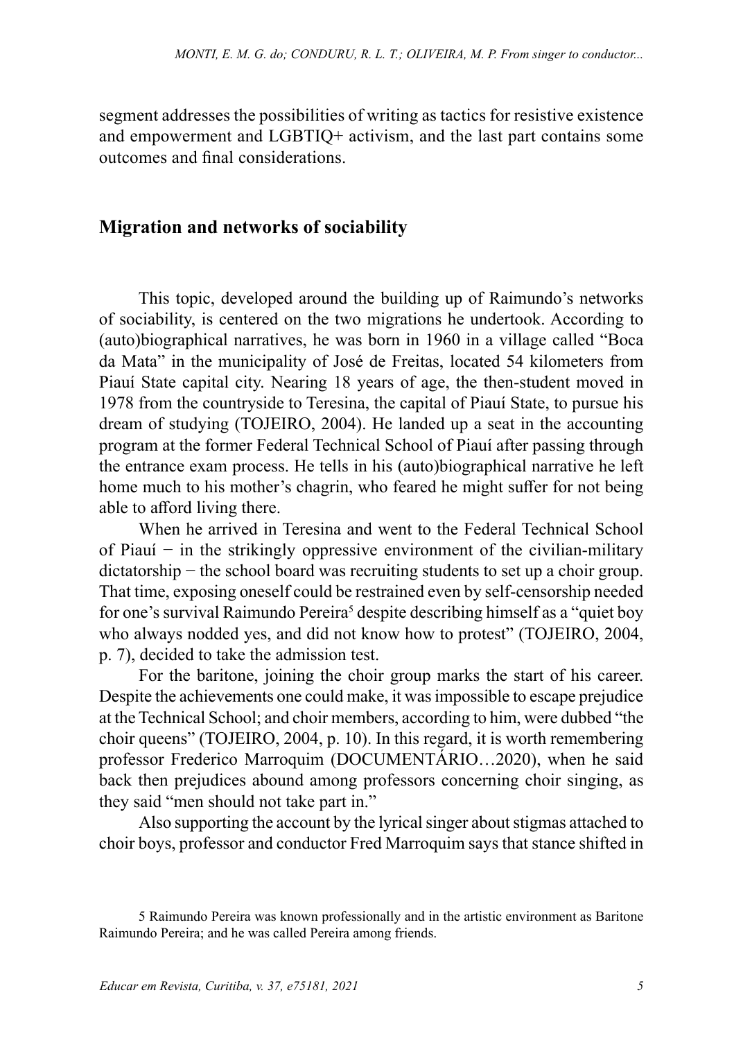segment addresses the possibilities of writing as tactics for resistive existence and empowerment and LGBTIQ+ activism, and the last part contains some outcomes and final considerations.

## Migration and networks of sociability

This topic, developed around the building up of Raimundo's networks of sociability, is centered on the two migrations he undertook. According to (auto)biographical narratives, he was born in 1960 in a village called "Boca da Mata" in the municipality of José de Freitas, located 54 kilometers from Piauí State capital city. Nearing 18 years of age, the then-student moved in 1978 from the countryside to Teresina, the capital of Piauí State, to pursue his dream of studying (TOJEIRO, 2004). He landed up a seat in the accounting program at the former Federal Technical School of Piauí after passing through the entrance exam process. He tells in his (auto)biographical narrative he left home much to his mother's chagrin, who feared he might suffer for not being able to afford living there.

When he arrived in Teresina and went to the Federal Technical School of Piauí − in the strikingly oppressive environment of the civilian-military dictatorship − the school board was recruiting students to set up a choir group. That time, exposing oneself could be restrained even by self-censorship needed for one's survival Raimundo Pereira[5] despite describing himself as a "quiet boy who always nodded yes, and did not know how to protest" (TOJEIRO, 2004, p. 7), decided to take the admission test.

For the baritone, joining the choir group marks the start of his career. Despite the achievements one could make, it was impossible to escape prejudice at the Technical School; and choir members, according to him, were dubbed "the choir queens" (TOJEIRO, 2004, p. 10). In this regard, it is worth remembering professor Frederico Marroquim (DOCUMENTÁRIO…2020), when he said back then prejudices abound among professors concerning choir singing, as they said "men should not take part in."

Also supporting the account by the lyrical singer about stigmas attached to choir boys, professor and conductor Fred Marroquim says that stance shifted in

5 Raimundo Pereira was known professionally and in the artistic environment as Baritone Raimundo Pereira; and he was called Pereira among friends.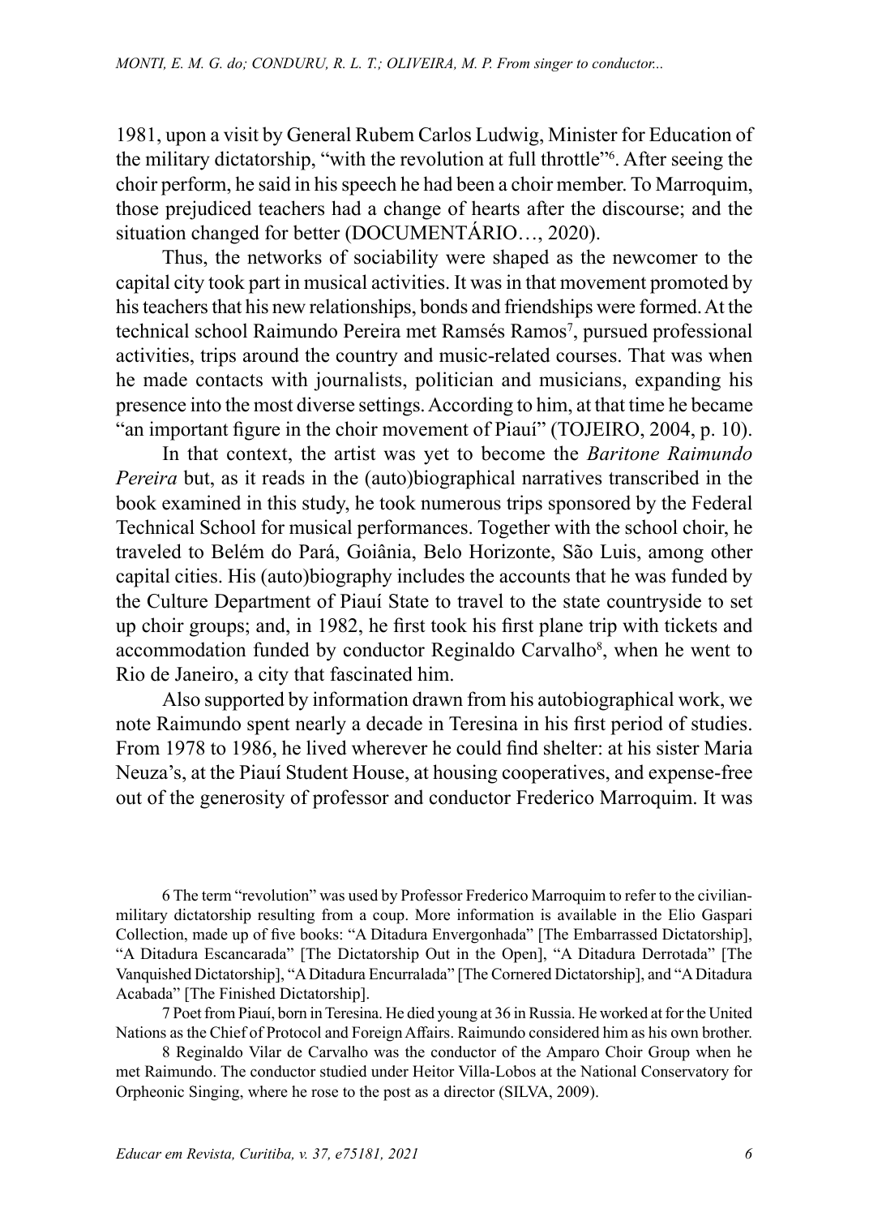1981, upon a visit by General Rubem Carlos Ludwig, Minister for Education of the military dictatorship, "with the revolution at full throttle"[6]. After seeing the choir perform, he said in his speech he had been a choir member. To Marroquim, those prejudiced teachers had a change of hearts after the discourse; and the situation changed for better (DOCUMENTÁRIO…, 2020).

Thus, the networks of sociability were shaped as the newcomer to the capital city took part in musical activities. It was in that movement promoted by his teachers that his new relationships, bonds and friendships were formed. At the technical school Raimundo Pereira met Ramsés Ramos[7], pursued professional activities, trips around the country and music-related courses. That was when he made contacts with journalists, politician and musicians, expanding his presence into the most diverse settings. According to him, at that time he became "an important figure in the choir movement of Piauí" (TOJEIRO, 2004, p. 10).

In that context, the artist was yet to become the *Baritone Raimundo Pereira* but, as it reads in the (auto)biographical narratives transcribed in the book examined in this study, he took numerous trips sponsored by the Federal Technical School for musical performances. Together with the school choir, he traveled to Belém do Pará, Goiânia, Belo Horizonte, São Luis, among other capital cities. His (auto)biography includes the accounts that he was funded by the Culture Department of Piauí State to travel to the state countryside to set up choir groups; and, in 1982, he first took his first plane trip with tickets and accommodation funded by conductor Reginaldo Carvalho[8], when he went to Rio de Janeiro, a city that fascinated him.

Also supported by information drawn from his autobiographical work, we note Raimundo spent nearly a decade in Teresina in his first period of studies. From 1978 to 1986, he lived wherever he could find shelter: at his sister Maria Neuza's, at the Piauí Student House, at housing cooperatives, and expense-free out of the generosity of professor and conductor Frederico Marroquim. It was

6 The term "revolution" was used by Professor Frederico Marroquim to refer to the civilian-military dictatorship resulting from a coup. More information is available in the Elio Gaspari Collection, made up of five books: "A Ditadura Envergonhada" [The Embarrassed Dictatorship], "A Ditadura Escancarada" [The Dictatorship Out in the Open], "A Ditadura Derrotada" [The Vanquished Dictatorship], "A Ditadura Encurralada" [The Cornered Dictatorship], and "A Ditadura Acabada" [The Finished Dictatorship].

7 Poet from Piauí, born in Teresina. He died young at 36 in Russia. He worked at for the United Nations as the Chief of Protocol and Foreign Affairs. Raimundo considered him as his own brother.

8 Reginaldo Vilar de Carvalho was the conductor of the Amparo Choir Group when he met Raimundo. The conductor studied under Heitor Villa-Lobos at the National Conservatory for Orpheonic Singing, where he rose to the post as a director (SILVA, 2009).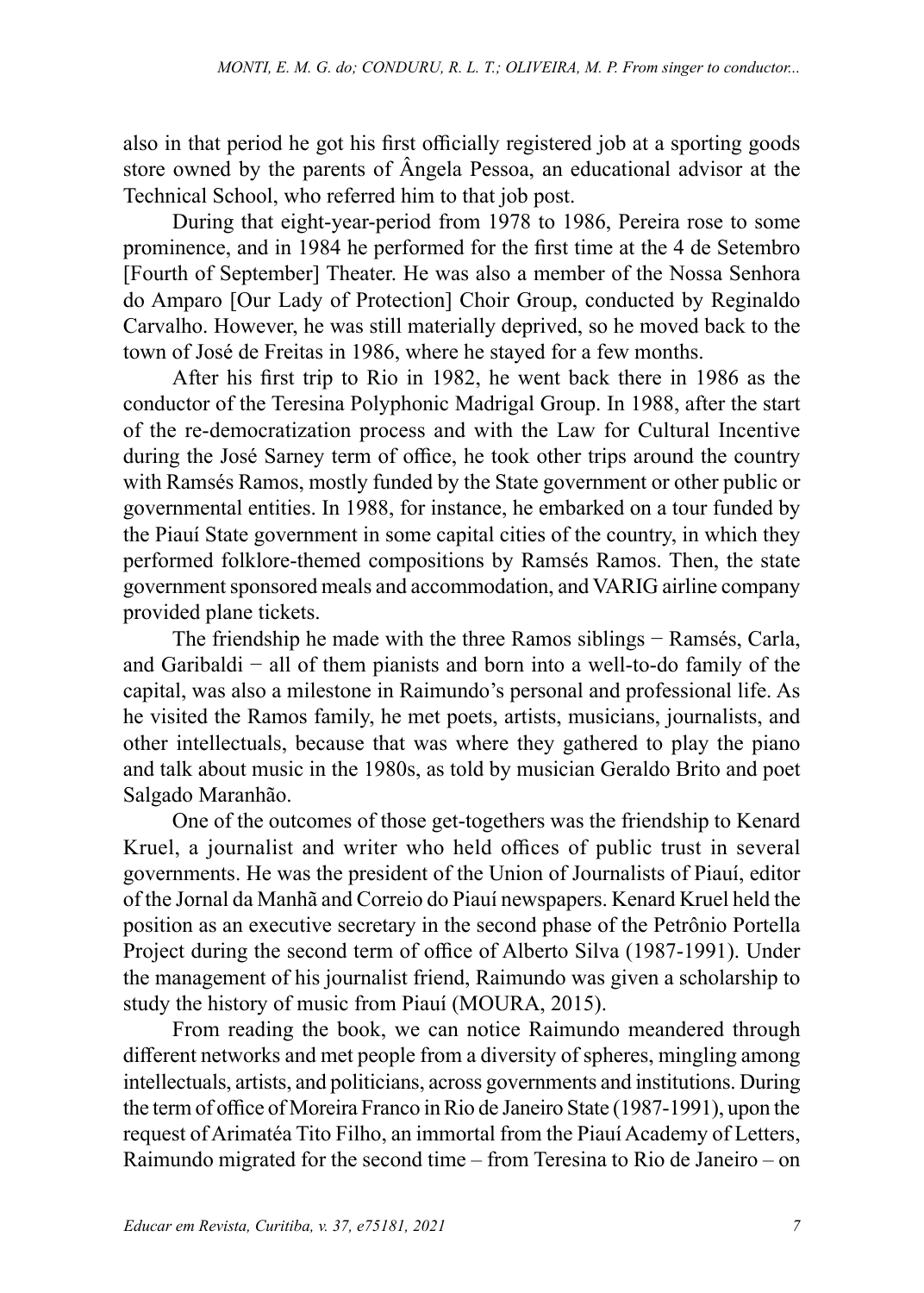also in that period he got his first officially registered job at a sporting goods store owned by the parents of Ângela Pessoa, an educational advisor at the Technical School, who referred him to that job post.

During that eight-year-period from 1978 to 1986, Pereira rose to some prominence, and in 1984 he performed for the first time at the 4 de Setembro [Fourth of September] Theater. He was also a member of the Nossa Senhora do Amparo [Our Lady of Protection] Choir Group, conducted by Reginaldo Carvalho. However, he was still materially deprived, so he moved back to the town of José de Freitas in 1986, where he stayed for a few months.

After his first trip to Rio in 1982, he went back there in 1986 as the conductor of the Teresina Polyphonic Madrigal Group. In 1988, after the start of the re-democratization process and with the Law for Cultural Incentive during the José Sarney term of office, he took other trips around the country with Ramsés Ramos, mostly funded by the State government or other public or governmental entities. In 1988, for instance, he embarked on a tour funded by the Piauí State government in some capital cities of the country, in which they performed folklore-themed compositions by Ramsés Ramos. Then, the state government sponsored meals and accommodation, and VARIG airline company provided plane tickets.

The friendship he made with the three Ramos siblings − Ramsés, Carla, and Garibaldi − all of them pianists and born into a well-to-do family of the capital, was also a milestone in Raimundo's personal and professional life. As he visited the Ramos family, he met poets, artists, musicians, journalists, and other intellectuals, because that was where they gathered to play the piano and talk about music in the 1980s, as told by musician Geraldo Brito and poet Salgado Maranhão.

One of the outcomes of those get-togethers was the friendship to Kenard Kruel, a journalist and writer who held offices of public trust in several governments. He was the president of the Union of Journalists of Piauí, editor of the Jornal da Manhã and Correio do Piauí newspapers. Kenard Kruel held the position as an executive secretary in the second phase of the Petrônio Portella Project during the second term of office of Alberto Silva (1987-1991). Under the management of his journalist friend, Raimundo was given a scholarship to study the history of music from Piauí (MOURA, 2015).

From reading the book, we can notice Raimundo meandered through different networks and met people from a diversity of spheres, mingling among intellectuals, artists, and politicians, across governments and institutions. During the term of office of Moreira Franco in Rio de Janeiro State (1987-1991), upon the request of Arimatéa Tito Filho, an immortal from the Piauí Academy of Letters, Raimundo migrated for the second time – from Teresina to Rio de Janeiro – on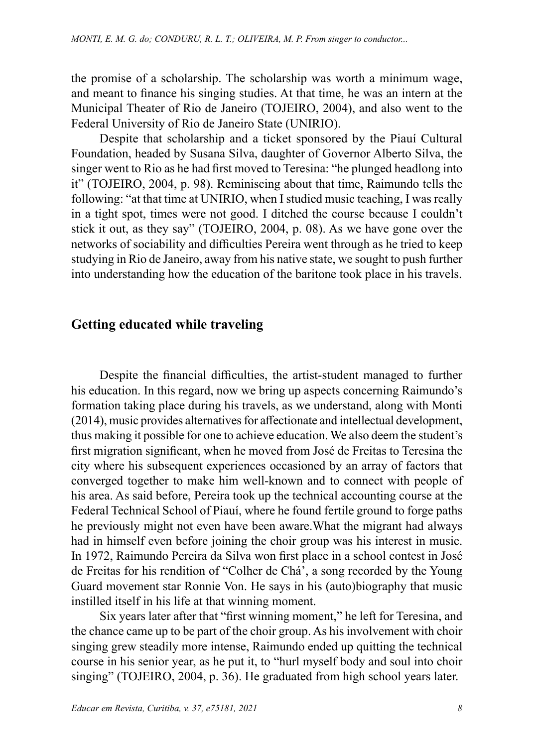the promise of a scholarship. The scholarship was worth a minimum wage, and meant to finance his singing studies. At that time, he was an intern at the Municipal Theater of Rio de Janeiro (TOJEIRO, 2004), and also went to the Federal University of Rio de Janeiro State (UNIRIO).

Despite that scholarship and a ticket sponsored by the Piauí Cultural Foundation, headed by Susana Silva, daughter of Governor Alberto Silva, the singer went to Rio as he had first moved to Teresina: "he plunged headlong into it" (TOJEIRO, 2004, p. 98). Reminiscing about that time, Raimundo tells the following: "at that time at UNIRIO, when I studied music teaching, I was really in a tight spot, times were not good. I ditched the course because I couldn't stick it out, as they say" (TOJEIRO, 2004, p. 08). As we have gone over the networks of sociability and difficulties Pereira went through as he tried to keep studying in Rio de Janeiro, away from his native state, we sought to push further into understanding how the education of the baritone took place in his travels.

## Getting educated while traveling

Despite the financial difficulties, the artist-student managed to further his education. In this regard, now we bring up aspects concerning Raimundo's formation taking place during his travels, as we understand, along with Monti (2014), music provides alternatives for affectionate and intellectual development, thus making it possible for one to achieve education. We also deem the student's first migration significant, when he moved from José de Freitas to Teresina the city where his subsequent experiences occasioned by an array of factors that converged together to make him well-known and to connect with people of his area. As said before, Pereira took up the technical accounting course at the Federal Technical School of Piauí, where he found fertile ground to forge paths he previously might not even have been aware.What the migrant had always had in himself even before joining the choir group was his interest in music. In 1972, Raimundo Pereira da Silva won first place in a school contest in José de Freitas for his rendition of "Colher de Chá', a song recorded by the Young Guard movement star Ronnie Von. He says in his (auto)biography that music instilled itself in his life at that winning moment.

Six years later after that "first winning moment," he left for Teresina, and the chance came up to be part of the choir group. As his involvement with choir singing grew steadily more intense, Raimundo ended up quitting the technical course in his senior year, as he put it, to "hurl myself body and soul into choir singing" (TOJEIRO, 2004, p. 36). He graduated from high school years later.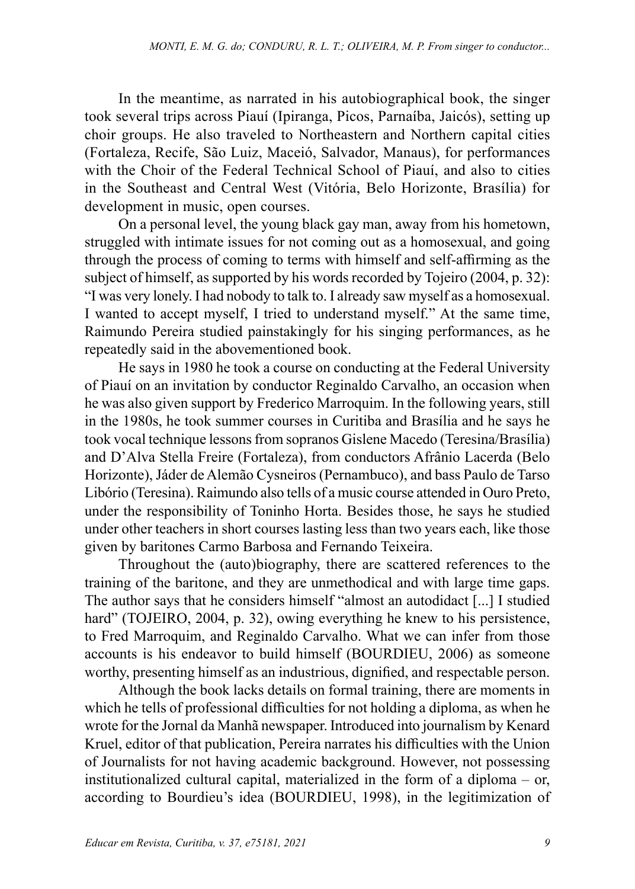In the meantime, as narrated in his autobiographical book, the singer took several trips across Piauí (Ipiranga, Picos, Parnaíba, Jaicós), setting up choir groups. He also traveled to Northeastern and Northern capital cities (Fortaleza, Recife, São Luiz, Maceió, Salvador, Manaus), for performances with the Choir of the Federal Technical School of Piauí, and also to cities in the Southeast and Central West (Vitória, Belo Horizonte, Brasília) for development in music, open courses.

On a personal level, the young black gay man, away from his hometown, struggled with intimate issues for not coming out as a homosexual, and going through the process of coming to terms with himself and self-affirming as the subject of himself, as supported by his words recorded by Tojeiro (2004, p. 32): "I was very lonely. I had nobody to talk to. I already saw myself as a homosexual. I wanted to accept myself, I tried to understand myself." At the same time, Raimundo Pereira studied painstakingly for his singing performances, as he repeatedly said in the abovementioned book.

He says in 1980 he took a course on conducting at the Federal University of Piauí on an invitation by conductor Reginaldo Carvalho, an occasion when he was also given support by Frederico Marroquim. In the following years, still in the 1980s, he took summer courses in Curitiba and Brasília and he says he took vocal technique lessons from sopranos Gislene Macedo (Teresina/Brasília) and D'Alva Stella Freire (Fortaleza), from conductors Afrânio Lacerda (Belo Horizonte), Jáder de Alemão Cysneiros (Pernambuco), and bass Paulo de Tarso Libório (Teresina). Raimundo also tells of a music course attended in Ouro Preto, under the responsibility of Toninho Horta. Besides those, he says he studied under other teachers in short courses lasting less than two years each, like those given by baritones Carmo Barbosa and Fernando Teixeira.

Throughout the (auto)biography, there are scattered references to the training of the baritone, and they are unmethodical and with large time gaps. The author says that he considers himself "almost an autodidact [...] I studied hard" (TOJEIRO, 2004, p. 32), owing everything he knew to his persistence, to Fred Marroquim, and Reginaldo Carvalho. What we can infer from those accounts is his endeavor to build himself (BOURDIEU, 2006) as someone worthy, presenting himself as an industrious, dignified, and respectable person.

Although the book lacks details on formal training, there are moments in which he tells of professional difficulties for not holding a diploma, as when he wrote for the Jornal da Manhã newspaper. Introduced into journalism by Kenard Kruel, editor of that publication, Pereira narrates his difficulties with the Union of Journalists for not having academic background. However, not possessing institutionalized cultural capital, materialized in the form of a diploma – or, according to Bourdieu's idea (BOURDIEU, 1998), in the legitimization of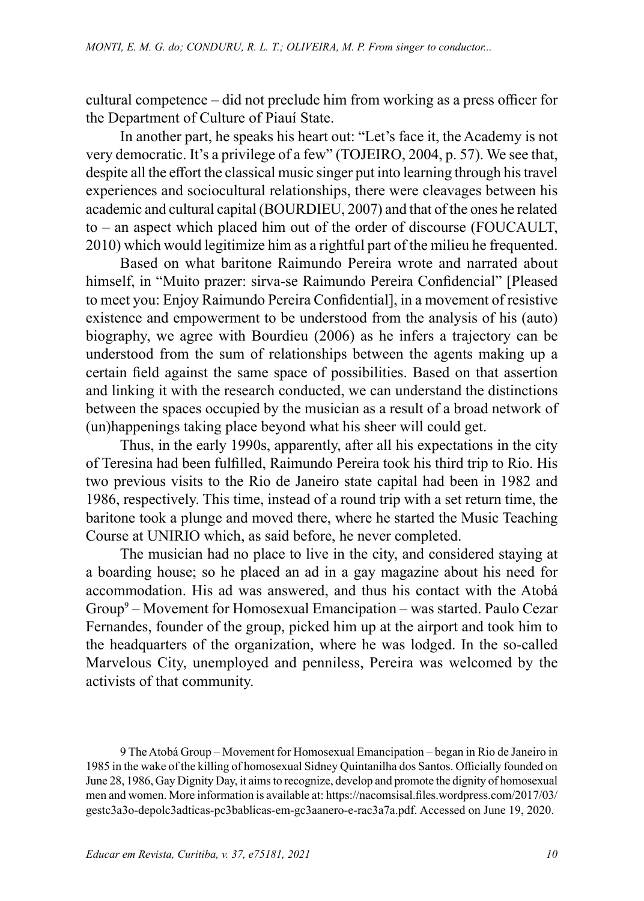cultural competence – did not preclude him from working as a press officer for the Department of Culture of Piauí State.

In another part, he speaks his heart out: "Let's face it, the Academy is not very democratic. It's a privilege of a few" (TOJEIRO, 2004, p. 57). We see that, despite all the effort the classical music singer put into learning through his travel experiences and sociocultural relationships, there were cleavages between his academic and cultural capital (BOURDIEU, 2007) and that of the ones he related to – an aspect which placed him out of the order of discourse (FOUCAULT, 2010) which would legitimize him as a rightful part of the milieu he frequented.

Based on what baritone Raimundo Pereira wrote and narrated about himself, in "Muito prazer: sirva-se Raimundo Pereira Confidencial" [Pleased to meet you: Enjoy Raimundo Pereira Confidential], in a movement of resistive existence and empowerment to be understood from the analysis of his (auto) biography, we agree with Bourdieu (2006) as he infers a trajectory can be understood from the sum of relationships between the agents making up a certain field against the same space of possibilities. Based on that assertion and linking it with the research conducted, we can understand the distinctions between the spaces occupied by the musician as a result of a broad network of (un)happenings taking place beyond what his sheer will could get.

Thus, in the early 1990s, apparently, after all his expectations in the city of Teresina had been fulfilled, Raimundo Pereira took his third trip to Rio. His two previous visits to the Rio de Janeiro state capital had been in 1982 and 1986, respectively. This time, instead of a round trip with a set return time, the baritone took a plunge and moved there, where he started the Music Teaching Course at UNIRIO which, as said before, he never completed.

The musician had no place to live in the city, and considered staying at a boarding house; so he placed an ad in a gay magazine about his need for accommodation. His ad was answered, and thus his contact with the Atobá Group[9] – Movement for Homosexual Emancipation – was started. Paulo Cezar Fernandes, founder of the group, picked him up at the airport and took him to the headquarters of the organization, where he was lodged. In the so-called Marvelous City, unemployed and penniless, Pereira was welcomed by the activists of that community.

9 The Atobá Group – Movement for Homosexual Emancipation – began in Rio de Janeiro in 1985 in the wake of the killing of homosexual Sidney Quintanilha dos Santos. Officially founded on June 28, 1986, Gay Dignity Day, it aims to recognize, develop and promote the dignity of homosexual men and women. More information is available at: https://nacomsisal.files.wordpress.com/2017/03/gestc3a3o-depolc3adticas-pc3bablicas-em-gc3aanero-e-rac3a7a.pdf. Accessed on June 19, 2020.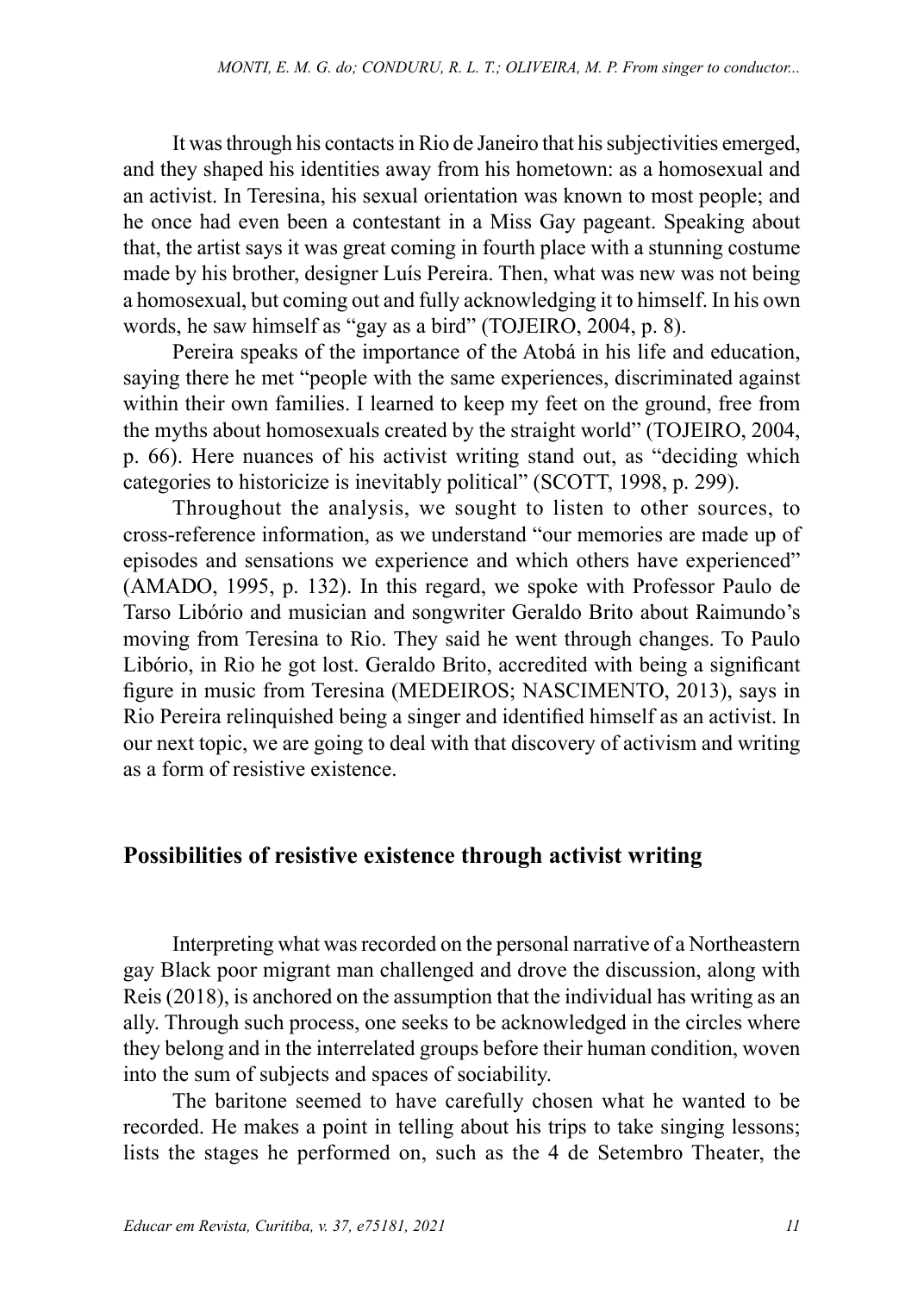It was through his contacts in Rio de Janeiro that his subjectivities emerged, and they shaped his identities away from his hometown: as a homosexual and an activist. In Teresina, his sexual orientation was known to most people; and he once had even been a contestant in a Miss Gay pageant. Speaking about that, the artist says it was great coming in fourth place with a stunning costume made by his brother, designer Luís Pereira. Then, what was new was not being a homosexual, but coming out and fully acknowledging it to himself. In his own words, he saw himself as "gay as a bird" (TOJEIRO, 2004, p. 8).

Pereira speaks of the importance of the Atobá in his life and education, saying there he met "people with the same experiences, discriminated against within their own families. I learned to keep my feet on the ground, free from the myths about homosexuals created by the straight world" (TOJEIRO, 2004, p. 66). Here nuances of his activist writing stand out, as "deciding which categories to historicize is inevitably political" (SCOTT, 1998, p. 299).

Throughout the analysis, we sought to listen to other sources, to cross-reference information, as we understand "our memories are made up of episodes and sensations we experience and which others have experienced" (AMADO, 1995, p. 132). In this regard, we spoke with Professor Paulo de Tarso Libório and musician and songwriter Geraldo Brito about Raimundo's moving from Teresina to Rio. They said he went through changes. To Paulo Libório, in Rio he got lost. Geraldo Brito, accredited with being a significant figure in music from Teresina (MEDEIROS; NASCIMENTO, 2013), says in Rio Pereira relinquished being a singer and identified himself as an activist. In our next topic, we are going to deal with that discovery of activism and writing as a form of resistive existence.

## Possibilities of resistive existence through activist writing

Interpreting what was recorded on the personal narrative of a Northeastern gay Black poor migrant man challenged and drove the discussion, along with Reis (2018), is anchored on the assumption that the individual has writing as an ally. Through such process, one seeks to be acknowledged in the circles where they belong and in the interrelated groups before their human condition, woven into the sum of subjects and spaces of sociability.

The baritone seemed to have carefully chosen what he wanted to be recorded. He makes a point in telling about his trips to take singing lessons; lists the stages he performed on, such as the 4 de Setembro Theater, the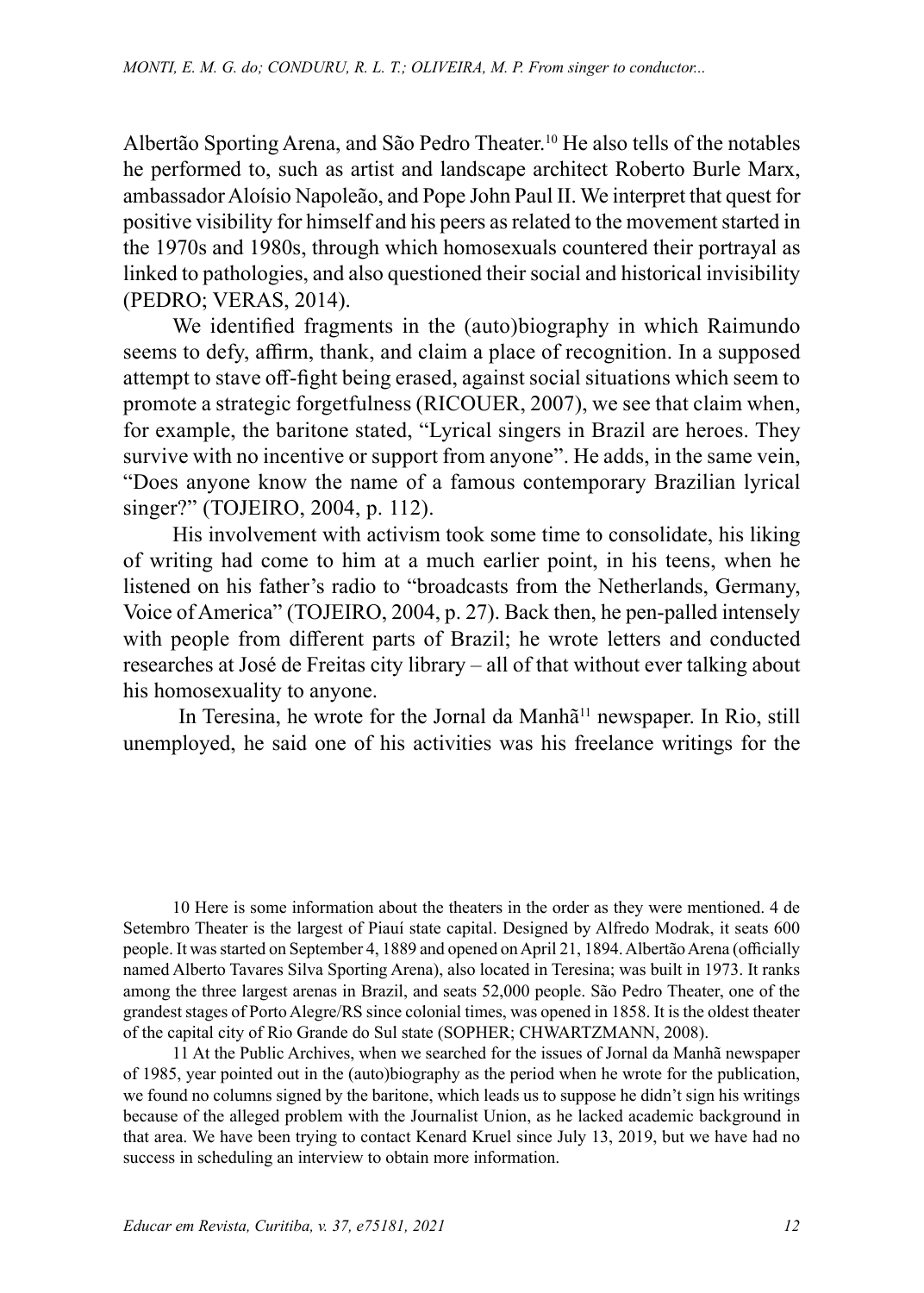Albertão Sporting Arena, and São Pedro Theater.[10] He also tells of the notables he performed to, such as artist and landscape architect Roberto Burle Marx, ambassador Aloísio Napoleão, and Pope John Paul II. We interpret that quest for positive visibility for himself and his peers as related to the movement started in the 1970s and 1980s, through which homosexuals countered their portrayal as linked to pathologies, and also questioned their social and historical invisibility (PEDRO; VERAS, 2014).

We identified fragments in the (auto)biography in which Raimundo seems to defy, affirm, thank, and claim a place of recognition. In a supposed attempt to stave off-fight being erased, against social situations which seem to promote a strategic forgetfulness (RICOUER, 2007), we see that claim when, for example, the baritone stated, "Lyrical singers in Brazil are heroes. They survive with no incentive or support from anyone". He adds, in the same vein, "Does anyone know the name of a famous contemporary Brazilian lyrical singer?" (TOJEIRO, 2004, p. 112).

His involvement with activism took some time to consolidate, his liking of writing had come to him at a much earlier point, in his teens, when he listened on his father's radio to "broadcasts from the Netherlands, Germany, Voice of America" (TOJEIRO, 2004, p. 27). Back then, he pen-palled intensely with people from different parts of Brazil; he wrote letters and conducted researches at José de Freitas city library – all of that without ever talking about his homosexuality to anyone.

In Teresina, he wrote for the Jornal da Manhã[11] newspaper. In Rio, still unemployed, he said one of his activities was his freelance writings for the

10 Here is some information about the theaters in the order as they were mentioned. 4 de Setembro Theater is the largest of Piauí state capital. Designed by Alfredo Modrak, it seats 600 people. It was started on September 4, 1889 and opened on April 21, 1894. Albertão Arena (officially named Alberto Tavares Silva Sporting Arena), also located in Teresina; was built in 1973. It ranks among the three largest arenas in Brazil, and seats 52,000 people. São Pedro Theater, one of the grandest stages of Porto Alegre/RS since colonial times, was opened in 1858. It is the oldest theater of the capital city of Rio Grande do Sul state (SOPHER; CHWARTZMANN, 2008).

11 At the Public Archives, when we searched for the issues of Jornal da Manhã newspaper of 1985, year pointed out in the (auto)biography as the period when he wrote for the publication, we found no columns signed by the baritone, which leads us to suppose he didn't sign his writings because of the alleged problem with the Journalist Union, as he lacked academic background in that area. We have been trying to contact Kenard Kruel since July 13, 2019, but we have had no success in scheduling an interview to obtain more information.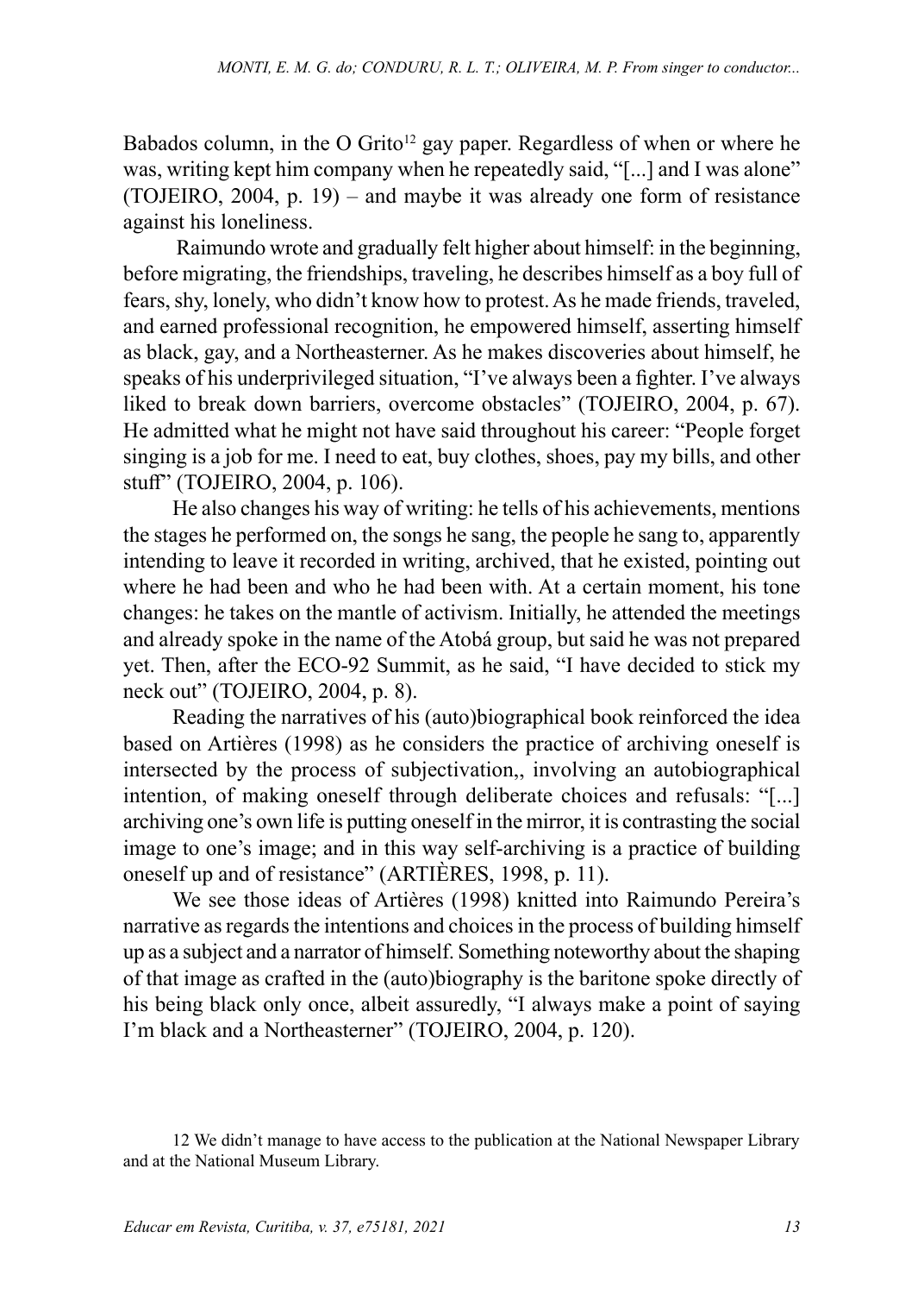Babados column, in the O Grito[12] gay paper. Regardless of when or where he was, writing kept him company when he repeatedly said, "[...] and I was alone" (TOJEIRO, 2004, p. 19) – and maybe it was already one form of resistance against his loneliness.

Raimundo wrote and gradually felt higher about himself: in the beginning, before migrating, the friendships, traveling, he describes himself as a boy full of fears, shy, lonely, who didn't know how to protest. As he made friends, traveled, and earned professional recognition, he empowered himself, asserting himself as black, gay, and a Northeasterner. As he makes discoveries about himself, he speaks of his underprivileged situation, "I've always been a fighter. I've always liked to break down barriers, overcome obstacles" (TOJEIRO, 2004, p. 67). He admitted what he might not have said throughout his career: "People forget singing is a job for me. I need to eat, buy clothes, shoes, pay my bills, and other stuff" (TOJEIRO, 2004, p. 106).

He also changes his way of writing: he tells of his achievements, mentions the stages he performed on, the songs he sang, the people he sang to, apparently intending to leave it recorded in writing, archived, that he existed, pointing out where he had been and who he had been with. At a certain moment, his tone changes: he takes on the mantle of activism. Initially, he attended the meetings and already spoke in the name of the Atobá group, but said he was not prepared yet. Then, after the ECO-92 Summit, as he said, "I have decided to stick my neck out" (TOJEIRO, 2004, p. 8).

Reading the narratives of his (auto)biographical book reinforced the idea based on Artières (1998) as he considers the practice of archiving oneself is intersected by the process of subjectivation,, involving an autobiographical intention, of making oneself through deliberate choices and refusals: "[...] archiving one's own life is putting oneself in the mirror, it is contrasting the social image to one's image; and in this way self-archiving is a practice of building oneself up and of resistance" (ARTIÈRES, 1998, p. 11).

We see those ideas of Artières (1998) knitted into Raimundo Pereira's narrative as regards the intentions and choices in the process of building himself up as a subject and a narrator of himself. Something noteworthy about the shaping of that image as crafted in the (auto)biography is the baritone spoke directly of his being black only once, albeit assuredly, "I always make a point of saying I'm black and a Northeasterner" (TOJEIRO, 2004, p. 120).

12 We didn't manage to have access to the publication at the National Newspaper Library and at the National Museum Library.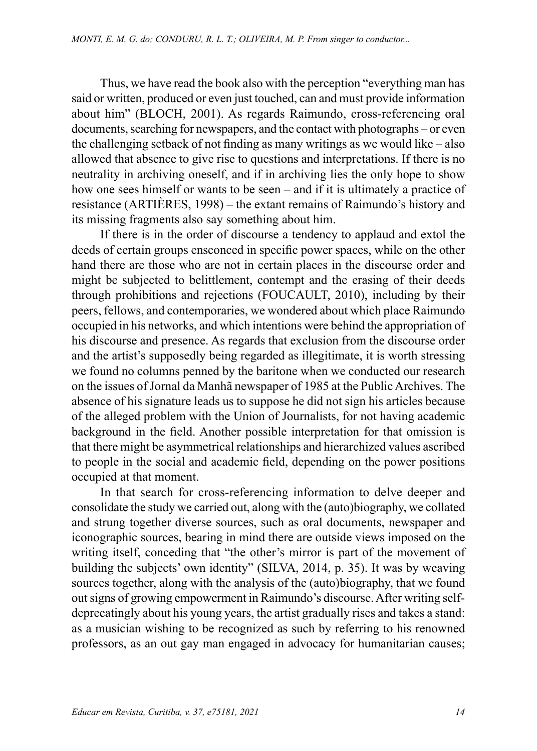Thus, we have read the book also with the perception "everything man has said or written, produced or even just touched, can and must provide information about him" (BLOCH, 2001). As regards Raimundo, cross-referencing oral documents, searching for newspapers, and the contact with photographs – or even the challenging setback of not finding as many writings as we would like – also allowed that absence to give rise to questions and interpretations. If there is no neutrality in archiving oneself, and if in archiving lies the only hope to show how one sees himself or wants to be seen – and if it is ultimately a practice of resistance (ARTIÈRES, 1998) – the extant remains of Raimundo's history and its missing fragments also say something about him.

If there is in the order of discourse a tendency to applaud and extol the deeds of certain groups ensconced in specific power spaces, while on the other hand there are those who are not in certain places in the discourse order and might be subjected to belittlement, contempt and the erasing of their deeds through prohibitions and rejections (FOUCAULT, 2010), including by their peers, fellows, and contemporaries, we wondered about which place Raimundo occupied in his networks, and which intentions were behind the appropriation of his discourse and presence. As regards that exclusion from the discourse order and the artist's supposedly being regarded as illegitimate, it is worth stressing we found no columns penned by the baritone when we conducted our research on the issues of Jornal da Manhã newspaper of 1985 at the Public Archives. The absence of his signature leads us to suppose he did not sign his articles because of the alleged problem with the Union of Journalists, for not having academic background in the field. Another possible interpretation for that omission is that there might be asymmetrical relationships and hierarchized values ascribed to people in the social and academic field, depending on the power positions occupied at that moment.

In that search for cross-referencing information to delve deeper and consolidate the study we carried out, along with the (auto)biography, we collated and strung together diverse sources, such as oral documents, newspaper and iconographic sources, bearing in mind there are outside views imposed on the writing itself, conceding that "the other's mirror is part of the movement of building the subjects' own identity" (SILVA, 2014, p. 35). It was by weaving sources together, along with the analysis of the (auto)biography, that we found out signs of growing empowerment in Raimundo's discourse. After writing self-deprecatingly about his young years, the artist gradually rises and takes a stand: as a musician wishing to be recognized as such by referring to his renowned professors, as an out gay man engaged in advocacy for humanitarian causes;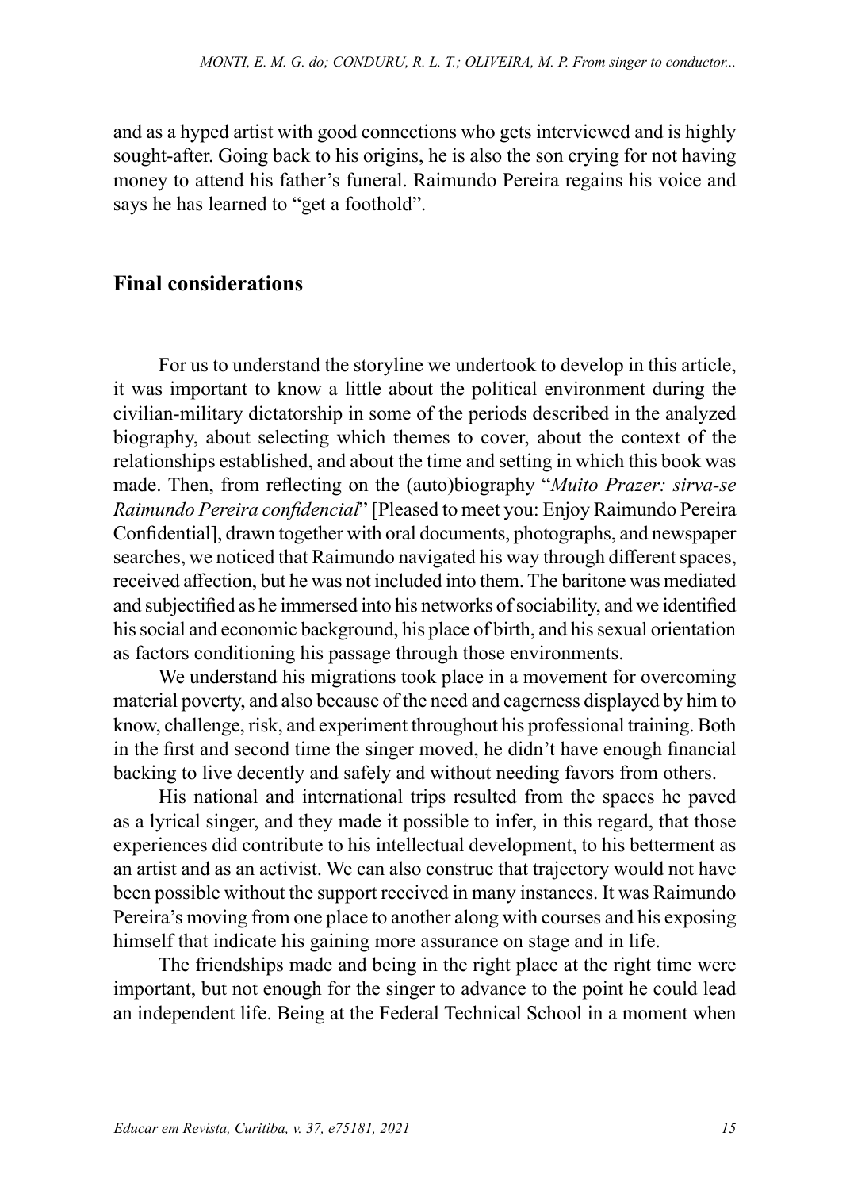and as a hyped artist with good connections who gets interviewed and is highly sought-after. Going back to his origins, he is also the son crying for not having money to attend his father's funeral. Raimundo Pereira regains his voice and says he has learned to "get a foothold".

## Final considerations

For us to understand the storyline we undertook to develop in this article, it was important to know a little about the political environment during the civilian-military dictatorship in some of the periods described in the analyzed biography, about selecting which themes to cover, about the context of the relationships established, and about the time and setting in which this book was made. Then, from reflecting on the (auto)biography "*Muito Prazer: sirva-se Raimundo Pereira confidencial*" [Pleased to meet you: Enjoy Raimundo Pereira Confidential], drawn together with oral documents, photographs, and newspaper searches, we noticed that Raimundo navigated his way through different spaces, received affection, but he was not included into them. The baritone was mediated and subjectified as he immersed into his networks of sociability, and we identified his social and economic background, his place of birth, and his sexual orientation as factors conditioning his passage through those environments.

We understand his migrations took place in a movement for overcoming material poverty, and also because of the need and eagerness displayed by him to know, challenge, risk, and experiment throughout his professional training. Both in the first and second time the singer moved, he didn't have enough financial backing to live decently and safely and without needing favors from others.

His national and international trips resulted from the spaces he paved as a lyrical singer, and they made it possible to infer, in this regard, that those experiences did contribute to his intellectual development, to his betterment as an artist and as an activist. We can also construe that trajectory would not have been possible without the support received in many instances. It was Raimundo Pereira's moving from one place to another along with courses and his exposing himself that indicate his gaining more assurance on stage and in life.

The friendships made and being in the right place at the right time were important, but not enough for the singer to advance to the point he could lead an independent life. Being at the Federal Technical School in a moment when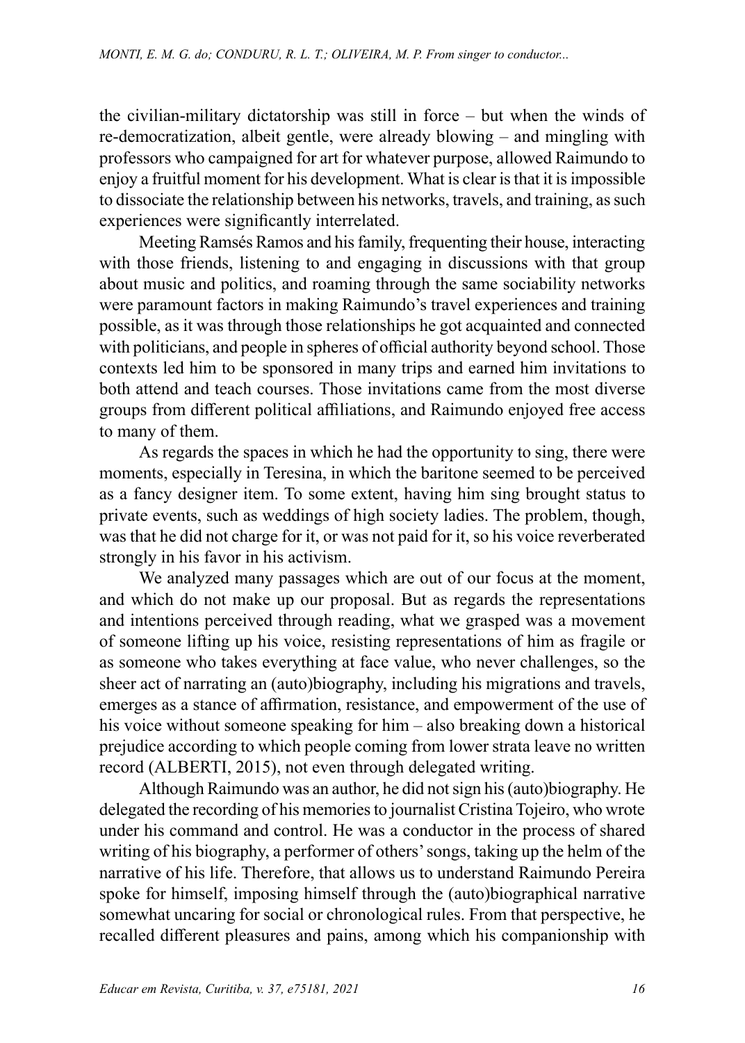the civilian-military dictatorship was still in force – but when the winds of re-democratization, albeit gentle, were already blowing – and mingling with professors who campaigned for art for whatever purpose, allowed Raimundo to enjoy a fruitful moment for his development. What is clear is that it is impossible to dissociate the relationship between his networks, travels, and training, as such experiences were significantly interrelated.

Meeting Ramsés Ramos and his family, frequenting their house, interacting with those friends, listening to and engaging in discussions with that group about music and politics, and roaming through the same sociability networks were paramount factors in making Raimundo's travel experiences and training possible, as it was through those relationships he got acquainted and connected with politicians, and people in spheres of official authority beyond school. Those contexts led him to be sponsored in many trips and earned him invitations to both attend and teach courses. Those invitations came from the most diverse groups from different political affiliations, and Raimundo enjoyed free access to many of them.

As regards the spaces in which he had the opportunity to sing, there were moments, especially in Teresina, in which the baritone seemed to be perceived as a fancy designer item. To some extent, having him sing brought status to private events, such as weddings of high society ladies. The problem, though, was that he did not charge for it, or was not paid for it, so his voice reverberated strongly in his favor in his activism.

We analyzed many passages which are out of our focus at the moment, and which do not make up our proposal. But as regards the representations and intentions perceived through reading, what we grasped was a movement of someone lifting up his voice, resisting representations of him as fragile or as someone who takes everything at face value, who never challenges, so the sheer act of narrating an (auto)biography, including his migrations and travels, emerges as a stance of affirmation, resistance, and empowerment of the use of his voice without someone speaking for him – also breaking down a historical prejudice according to which people coming from lower strata leave no written record (ALBERTI, 2015), not even through delegated writing.

Although Raimundo was an author, he did not sign his (auto)biography. He delegated the recording of his memories to journalist Cristina Tojeiro, who wrote under his command and control. He was a conductor in the process of shared writing of his biography, a performer of others' songs, taking up the helm of the narrative of his life. Therefore, that allows us to understand Raimundo Pereira spoke for himself, imposing himself through the (auto)biographical narrative somewhat uncaring for social or chronological rules. From that perspective, he recalled different pleasures and pains, among which his companionship with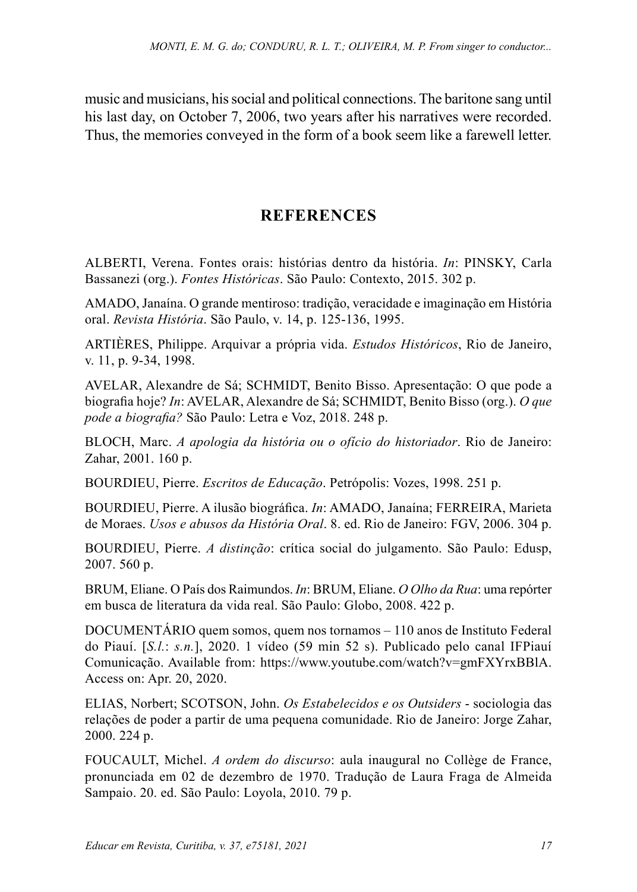music and musicians, his social and political connections. The baritone sang until his last day, on October 7, 2006, two years after his narratives were recorded. Thus, the memories conveyed in the form of a book seem like a farewell letter.

## REFERENCES

ALBERTI, Verena. Fontes orais: histórias dentro da história. *In*: PINSKY, Carla Bassanezi (org.). *Fontes Históricas*. São Paulo: Contexto, 2015. 302 p.

AMADO, Janaína. O grande mentiroso: tradição, veracidade e imaginação em História oral. *Revista História*. São Paulo, v. 14, p. 125-136, 1995.

ARTIÈRES, Philippe. Arquivar a própria vida. *Estudos Históricos*, Rio de Janeiro, v. 11, p. 9-34, 1998.

AVELAR, Alexandre de Sá; SCHMIDT, Benito Bisso. Apresentação: O que pode a biografia hoje? *In*: AVELAR, Alexandre de Sá; SCHMIDT, Benito Bisso (org.). *O que pode a biografia?* São Paulo: Letra e Voz, 2018. 248 p.

BLOCH, Marc. *A apologia da história ou o ofício do historiador*. Rio de Janeiro: Zahar, 2001. 160 p.

BOURDIEU, Pierre. *Escritos de Educação*. Petrópolis: Vozes, 1998. 251 p.

BOURDIEU, Pierre. A ilusão biográfica. *In*: AMADO, Janaína; FERREIRA, Marieta de Moraes. *Usos e abusos da História Oral*. 8. ed. Rio de Janeiro: FGV, 2006. 304 p.

BOURDIEU, Pierre. *A distinção*: crítica social do julgamento. São Paulo: Edusp, 2007. 560 p.

BRUM, Eliane. O País dos Raimundos. *In*: BRUM, Eliane. *O Olho da Rua*: uma repórter em busca de literatura da vida real. São Paulo: Globo, 2008. 422 p.

DOCUMENTÁRIO quem somos, quem nos tornamos – 110 anos de Instituto Federal do Piauí. [*S.l.*: *s.n.*], 2020. 1 vídeo (59 min 52 s). Publicado pelo canal IFPiauí Comunicação. Available from: https://www.youtube.com/watch?v=gmFXYrxBBlA. Access on: Apr. 20, 2020.

ELIAS, Norbert; SCOTSON, John. *Os Estabelecidos e os Outsiders* - sociologia das relações de poder a partir de uma pequena comunidade. Rio de Janeiro: Jorge Zahar, 2000. 224 p.

FOUCAULT, Michel. *A ordem do discurso*: aula inaugural no Collège de France, pronunciada em 02 de dezembro de 1970. Tradução de Laura Fraga de Almeida Sampaio. 20. ed. São Paulo: Loyola, 2010. 79 p.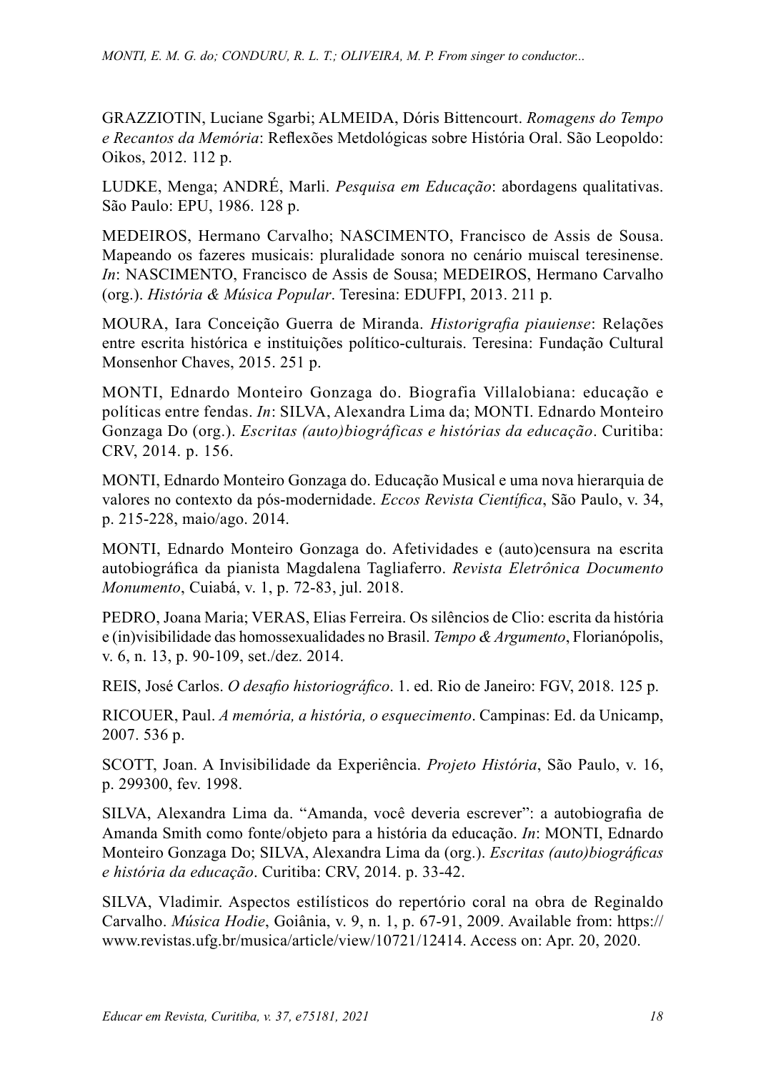GRAZZIOTIN, Luciane Sgarbi; ALMEIDA, Dóris Bittencourt. *Romagens do Tempo e Recantos da Memória*: Reflexões Metdológicas sobre História Oral. São Leopoldo: Oikos, 2012. 112 p.

LUDKE, Menga; ANDRÉ, Marli. *Pesquisa em Educação*: abordagens qualitativas. São Paulo: EPU, 1986. 128 p.

MEDEIROS, Hermano Carvalho; NASCIMENTO, Francisco de Assis de Sousa. Mapeando os fazeres musicais: pluralidade sonora no cenário muiscal teresinense. *In*: NASCIMENTO, Francisco de Assis de Sousa; MEDEIROS, Hermano Carvalho (org.). *História & Música Popular*. Teresina: EDUFPI, 2013. 211 p.

MOURA, Iara Conceição Guerra de Miranda. *Historigrafia piauiense*: Relações entre escrita histórica e instituições político-culturais. Teresina: Fundação Cultural Monsenhor Chaves, 2015. 251 p.

MONTI, Ednardo Monteiro Gonzaga do. Biografia Villalobiana: educação e políticas entre fendas. *In*: SILVA, Alexandra Lima da; MONTI. Ednardo Monteiro Gonzaga Do (org.). *Escritas (auto)biográficas e histórias da educação*. Curitiba: CRV, 2014. p. 156.

MONTI, Ednardo Monteiro Gonzaga do. Educação Musical e uma nova hierarquia de valores no contexto da pós-modernidade. *Eccos Revista Científica*, São Paulo, v. 34, p. 215-228, maio/ago. 2014.

MONTI, Ednardo Monteiro Gonzaga do. Afetividades e (auto)censura na escrita autobiográfica da pianista Magdalena Tagliaferro. *Revista Eletrônica Documento Monumento*, Cuiabá, v. 1, p. 72-83, jul. 2018.

PEDRO, Joana Maria; VERAS, Elias Ferreira. Os silêncios de Clio: escrita da história e (in)visibilidade das homossexualidades no Brasil. *Tempo & Argumento*, Florianópolis, v. 6, n. 13, p. 90-109, set./dez. 2014.

REIS, José Carlos. *O desafio historiográfico*. 1. ed. Rio de Janeiro: FGV, 2018. 125 p.

RICOUER, Paul. *A memória, a história, o esquecimento*. Campinas: Ed. da Unicamp, 2007. 536 p.

SCOTT, Joan. A Invisibilidade da Experiência. *Projeto História*, São Paulo, v. 16, p. 299300, fev. 1998.

SILVA, Alexandra Lima da. "Amanda, você deveria escrever": a autobiografia de Amanda Smith como fonte/objeto para a história da educação. *In*: MONTI, Ednardo Monteiro Gonzaga Do; SILVA, Alexandra Lima da (org.). *Escritas (auto)biográficas e história da educação*. Curitiba: CRV, 2014. p. 33-42.

SILVA, Vladimir. Aspectos estilísticos do repertório coral na obra de Reginaldo Carvalho. *Música Hodie*, Goiânia, v. 9, n. 1, p. 67-91, 2009. Available from: https://www.revistas.ufg.br/musica/article/view/10721/12414. Access on: Apr. 20, 2020.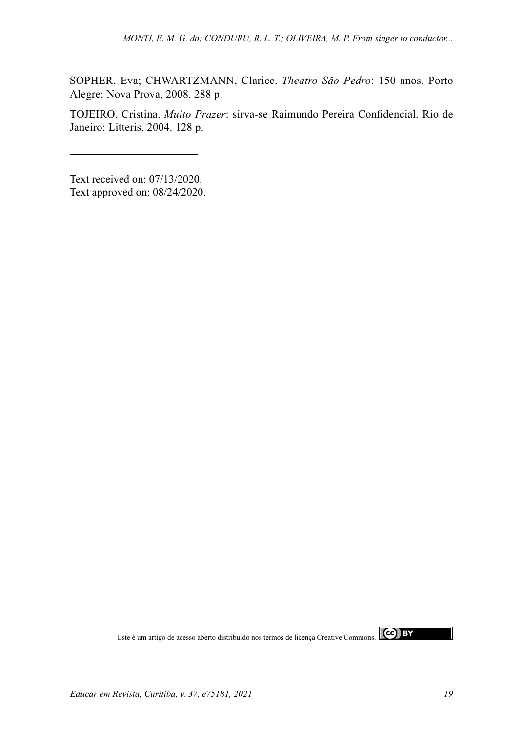SOPHER, Eva; CHWARTZMANN, Clarice. *Theatro São Pedro*: 150 anos. Porto Alegre: Nova Prova, 2008. 288 p.

TOJEIRO, Cristina. *Muito Prazer*: sirva-se Raimundo Pereira Confidencial. Rio de Janeiro: Litteris, 2004. 128 p.

---

Text received on: 07/13/2020.
Text approved on: 08/24/2020.

Este é um artigo de acesso aberto distribuído nos termos de licença Creative Commons.